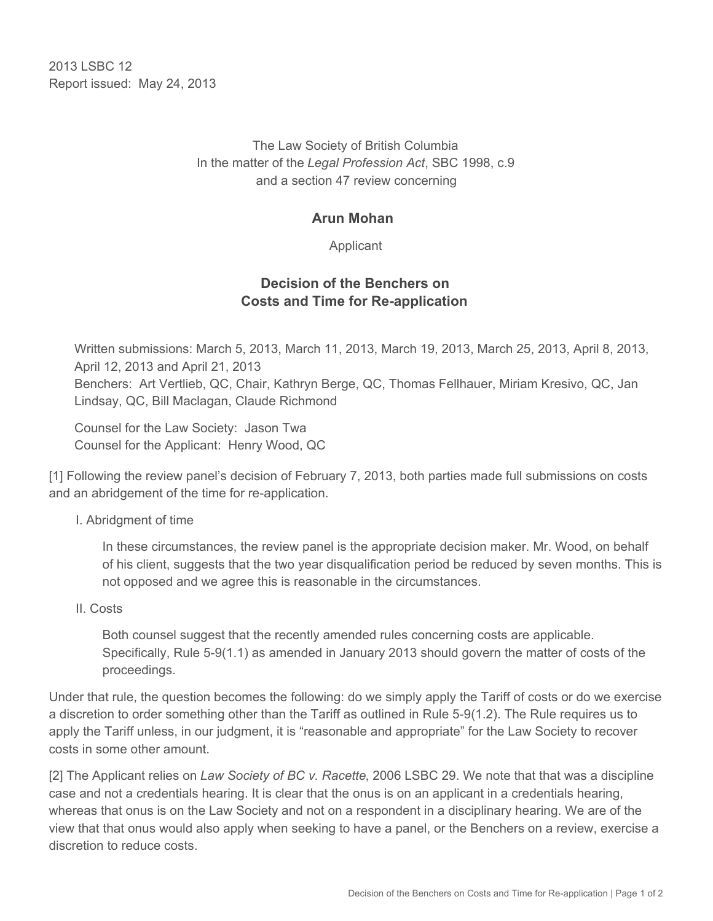2013 LSBC 12
Report issued: May 24, 2013

The Law Society of British Columbia
In the matter of the *Legal Profession Act*, SBC 1998, c.9
and a section 47 review concerning

**Arun Mohan**

Applicant

## Decision of the Benchers on Costs and Time for Re-application

Written submissions: March 5, 2013, March 11, 2013, March 19, 2013, March 25, 2013, April 8, 2013, April 12, 2013 and April 21, 2013
Benchers: Art Vertlieb, QC, Chair, Kathryn Berge, QC, Thomas Fellhauer, Miriam Kresivo, QC, Jan Lindsay, QC, Bill Maclagan, Claude Richmond

Counsel for the Law Society: Jason Twa
Counsel for the Applicant: Henry Wood, QC

[1] Following the review panel's decision of February 7, 2013, both parties made full submissions on costs and an abridgement of the time for re-application.

I. Abridgment of time

In these circumstances, the review panel is the appropriate decision maker. Mr. Wood, on behalf of his client, suggests that the two year disqualification period be reduced by seven months. This is not opposed and we agree this is reasonable in the circumstances.

II. Costs

Both counsel suggest that the recently amended rules concerning costs are applicable. Specifically, Rule 5-9(1.1) as amended in January 2013 should govern the matter of costs of the proceedings.

Under that rule, the question becomes the following: do we simply apply the Tariff of costs or do we exercise a discretion to order something other than the Tariff as outlined in Rule 5-9(1.2). The Rule requires us to apply the Tariff unless, in our judgment, it is "reasonable and appropriate" for the Law Society to recover costs in some other amount.

[2] The Applicant relies on *Law Society of BC v. Racette*, 2006 LSBC 29. We note that that was a discipline case and not a credentials hearing. It is clear that the onus is on an applicant in a credentials hearing, whereas that onus is on the Law Society and not on a respondent in a disciplinary hearing. We are of the view that that onus would also apply when seeking to have a panel, or the Benchers on a review, exercise a discretion to reduce costs.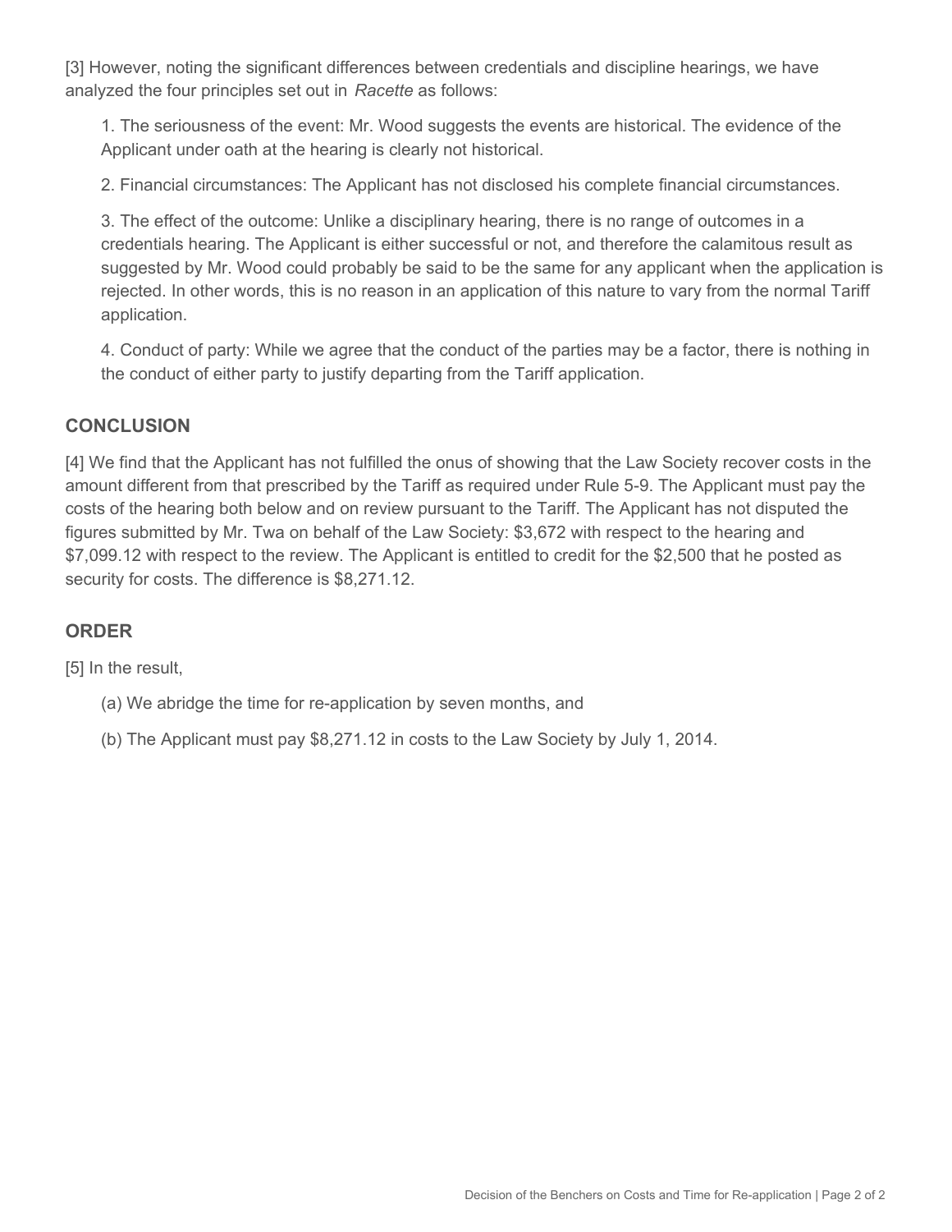[3] However, noting the significant differences between credentials and discipline hearings, we have analyzed the four principles set out in *Racette* as follows:

1. The seriousness of the event: Mr. Wood suggests the events are historical. The evidence of the Applicant under oath at the hearing is clearly not historical.

2. Financial circumstances: The Applicant has not disclosed his complete financial circumstances.

3. The effect of the outcome: Unlike a disciplinary hearing, there is no range of outcomes in a credentials hearing. The Applicant is either successful or not, and therefore the calamitous result as suggested by Mr. Wood could probably be said to be the same for any applicant when the application is rejected. In other words, this is no reason in an application of this nature to vary from the normal Tariff application.

4. Conduct of party: While we agree that the conduct of the parties may be a factor, there is nothing in the conduct of either party to justify departing from the Tariff application.

## CONCLUSION

[4] We find that the Applicant has not fulfilled the onus of showing that the Law Society recover costs in the amount different from that prescribed by the Tariff as required under Rule 5-9. The Applicant must pay the costs of the hearing both below and on review pursuant to the Tariff. The Applicant has not disputed the figures submitted by Mr. Twa on behalf of the Law Society: $3,672 with respect to the hearing and $7,099.12 with respect to the review. The Applicant is entitled to credit for the $2,500 that he posted as security for costs. The difference is $8,271.12.

## ORDER

[5] In the result,

(a) We abridge the time for re-application by seven months, and

(b) The Applicant must pay $8,271.12 in costs to the Law Society by July 1, 2014.